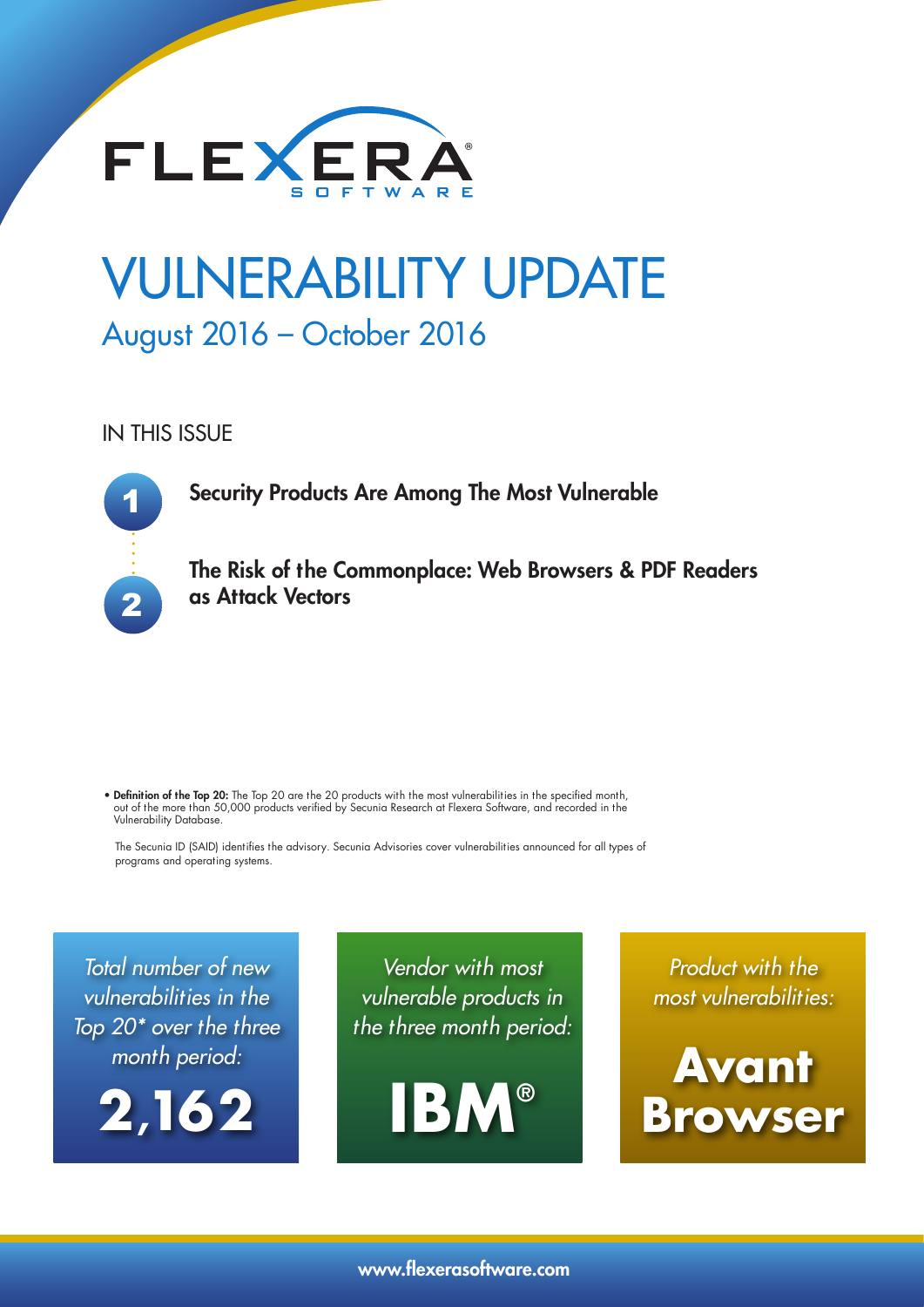FLEXERA® SOFTWARE

# VULNERABILITY UPDATE

## August 2016 – October 2016

### IN THIS ISSUE

1. **Security Products Are Among The Most Vulnerable**
2. **The Risk of the Commonplace: Web Browsers & PDF Readers as Attack Vectors**

• **Definition of the Top 20:** The Top 20 are the 20 products with the most vulnerabilities in the specified month, out of the more than 50,000 products verified by Secunia Research at Flexera Software, and recorded in the Vulnerability Database.

The Secunia ID (SAID) identifies the advisory. Secunia Advisories cover vulnerabilities announced for all types of programs and operating systems.

*Total number of new vulnerabilities in the Top 20* over the three month period:*

**2,162**

*Vendor with most vulnerable products in the three month period:*

**IBM®**

*Product with the most vulnerabilities:*

**Avant Browser**

www.flexerasoftware.com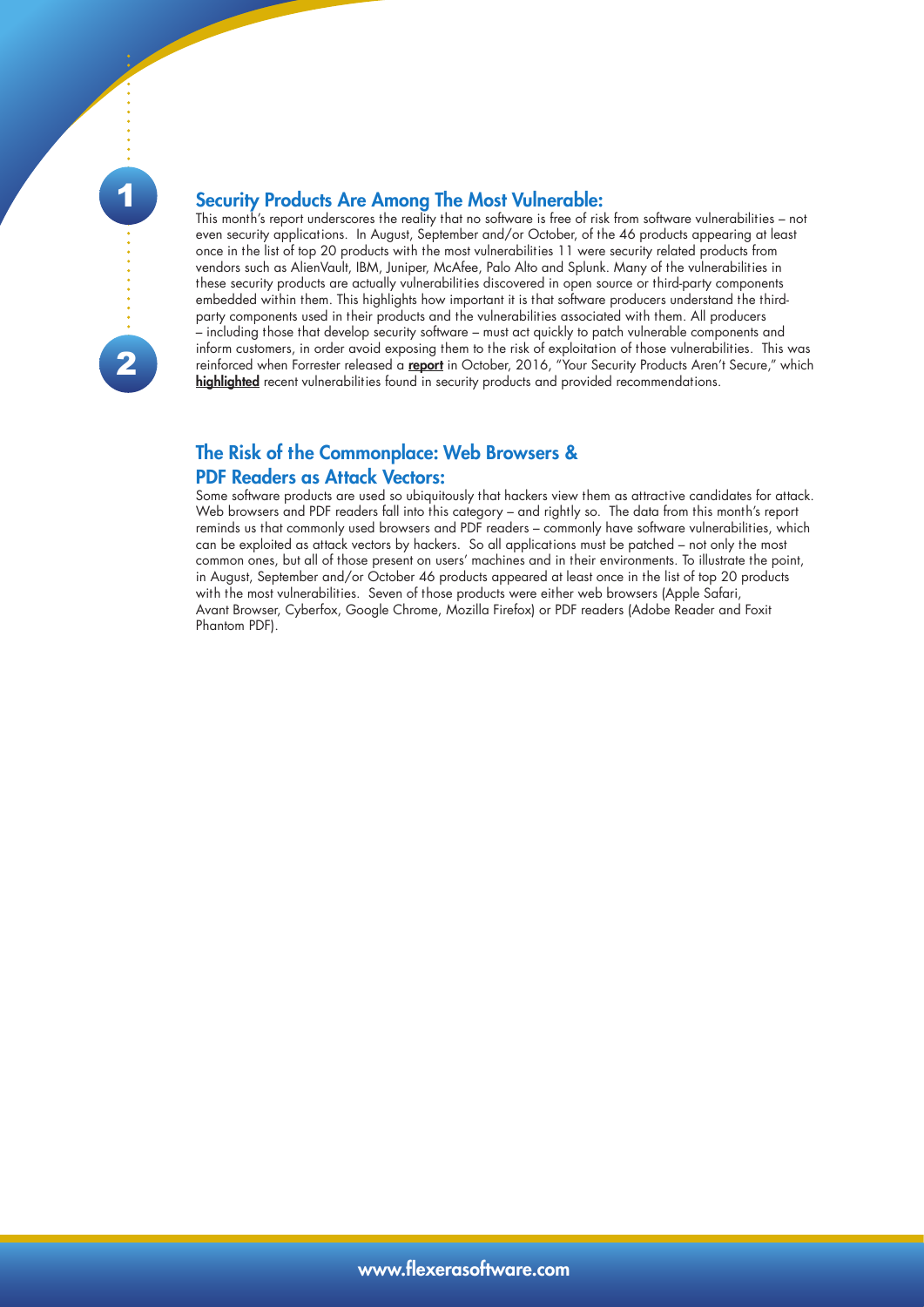## Security Products Are Among The Most Vulnerable:

This month's report underscores the reality that no software is free of risk from software vulnerabilities – not even security applications. In August, September and/or October, of the 46 products appearing at least once in the list of top 20 products with the most vulnerabilities 11 were security related products from vendors such as AlienVault, IBM, Juniper, McAfee, Palo Alto and Splunk. Many of the vulnerabilities in these security products are actually vulnerabilities discovered in open source or third-party components embedded within them. This highlights how important it is that software producers understand the third-party components used in their products and the vulnerabilities associated with them. All producers – including those that develop security software – must act quickly to patch vulnerable components and inform customers, in order avoid exposing them to the risk of exploitation of those vulnerabilities. This was reinforced when Forrester released a **report** in October, 2016, "Your Security Products Aren't Secure," which **highlighted** recent vulnerabilities found in security products and provided recommendations.

## The Risk of the Commonplace: Web Browsers & PDF Readers as Attack Vectors:

Some software products are used so ubiquitously that hackers view them as attractive candidates for attack. Web browsers and PDF readers fall into this category – and rightly so. The data from this month's report reminds us that commonly used browsers and PDF readers – commonly have software vulnerabilities, which can be exploited as attack vectors by hackers. So all applications must be patched – not only the most common ones, but all of those present on users' machines and in their environments. To illustrate the point, in August, September and/or October 46 products appeared at least once in the list of top 20 products with the most vulnerabilities. Seven of those products were either web browsers (Apple Safari, Avant Browser, Cyberfox, Google Chrome, Mozilla Firefox) or PDF readers (Adobe Reader and Foxit Phantom PDF).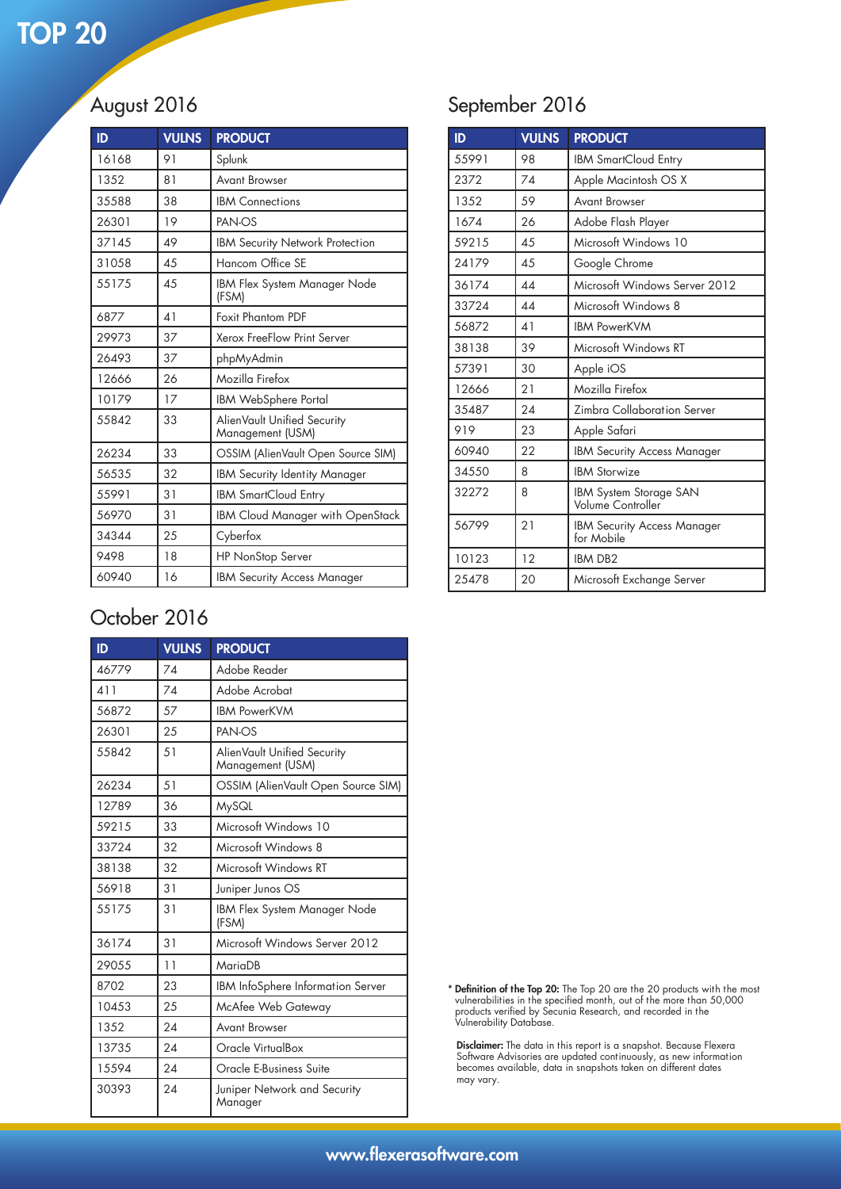# TOP 20

## August 2016

| ID | VULNS | PRODUCT |
|---|---|---|
| 16168 | 91 | Splunk |
| 1352 | 81 | Avant Browser |
| 35588 | 38 | IBM Connections |
| 26301 | 19 | PAN-OS |
| 37145 | 49 | IBM Security Network Protection |
| 31058 | 45 | Hancom Office SE |
| 55175 | 45 | IBM Flex System Manager Node (FSM) |
| 6877 | 41 | Foxit Phantom PDF |
| 29973 | 37 | Xerox FreeFlow Print Server |
| 26493 | 37 | phpMyAdmin |
| 12666 | 26 | Mozilla Firefox |
| 10179 | 17 | IBM WebSphere Portal |
| 55842 | 33 | AlienVault Unified Security Management (USM) |
| 26234 | 33 | OSSIM (AlienVault Open Source SIM) |
| 56535 | 32 | IBM Security Identity Manager |
| 55991 | 31 | IBM SmartCloud Entry |
| 56970 | 31 | IBM Cloud Manager with OpenStack |
| 34344 | 25 | Cyberfox |
| 9498 | 18 | HP NonStop Server |
| 60940 | 16 | IBM Security Access Manager |

## September 2016

| ID | VULNS | PRODUCT |
|---|---|---|
| 55991 | 98 | IBM SmartCloud Entry |
| 2372 | 74 | Apple Macintosh OS X |
| 1352 | 59 | Avant Browser |
| 1674 | 26 | Adobe Flash Player |
| 59215 | 45 | Microsoft Windows 10 |
| 24179 | 45 | Google Chrome |
| 36174 | 44 | Microsoft Windows Server 2012 |
| 33724 | 44 | Microsoft Windows 8 |
| 56872 | 41 | IBM PowerKVM |
| 38138 | 39 | Microsoft Windows RT |
| 57391 | 30 | Apple iOS |
| 12666 | 21 | Mozilla Firefox |
| 35487 | 24 | Zimbra Collaboration Server |
| 919 | 23 | Apple Safari |
| 60940 | 22 | IBM Security Access Manager |
| 34550 | 8 | IBM Storwize |
| 32272 | 8 | IBM System Storage SAN Volume Controller |
| 56799 | 21 | IBM Security Access Manager for Mobile |
| 10123 | 12 | IBM DB2 |
| 25478 | 20 | Microsoft Exchange Server |

## October 2016

| ID | VULNS | PRODUCT |
|---|---|---|
| 46779 | 74 | Adobe Reader |
| 411 | 74 | Adobe Acrobat |
| 56872 | 57 | IBM PowerKVM |
| 26301 | 25 | PAN-OS |
| 55842 | 51 | AlienVault Unified Security Management (USM) |
| 26234 | 51 | OSSIM (AlienVault Open Source SIM) |
| 12789 | 36 | MySQL |
| 59215 | 33 | Microsoft Windows 10 |
| 33724 | 32 | Microsoft Windows 8 |
| 38138 | 32 | Microsoft Windows RT |
| 56918 | 31 | Juniper Junos OS |
| 55175 | 31 | IBM Flex System Manager Node (FSM) |
| 36174 | 31 | Microsoft Windows Server 2012 |
| 29055 | 11 | MariaDB |
| 8702 | 23 | IBM InfoSphere Information Server |
| 10453 | 25 | McAfee Web Gateway |
| 1352 | 24 | Avant Browser |
| 13735 | 24 | Oracle VirtualBox |
| 15594 | 24 | Oracle E-Business Suite |
| 30393 | 24 | Juniper Network and Security Manager |

* **Definition of the Top 20:** The Top 20 are the 20 products with the most vulnerabilities in the specified month, out of the more than 50,000 products verified by Secunia Research, and recorded in the Vulnerability Database.

**Disclaimer:** The data in this report is a snapshot. Because Flexera Software Advisories are updated continuously, as new information becomes available, data in snapshots taken on different dates may vary.

www.flexerasoftware.com